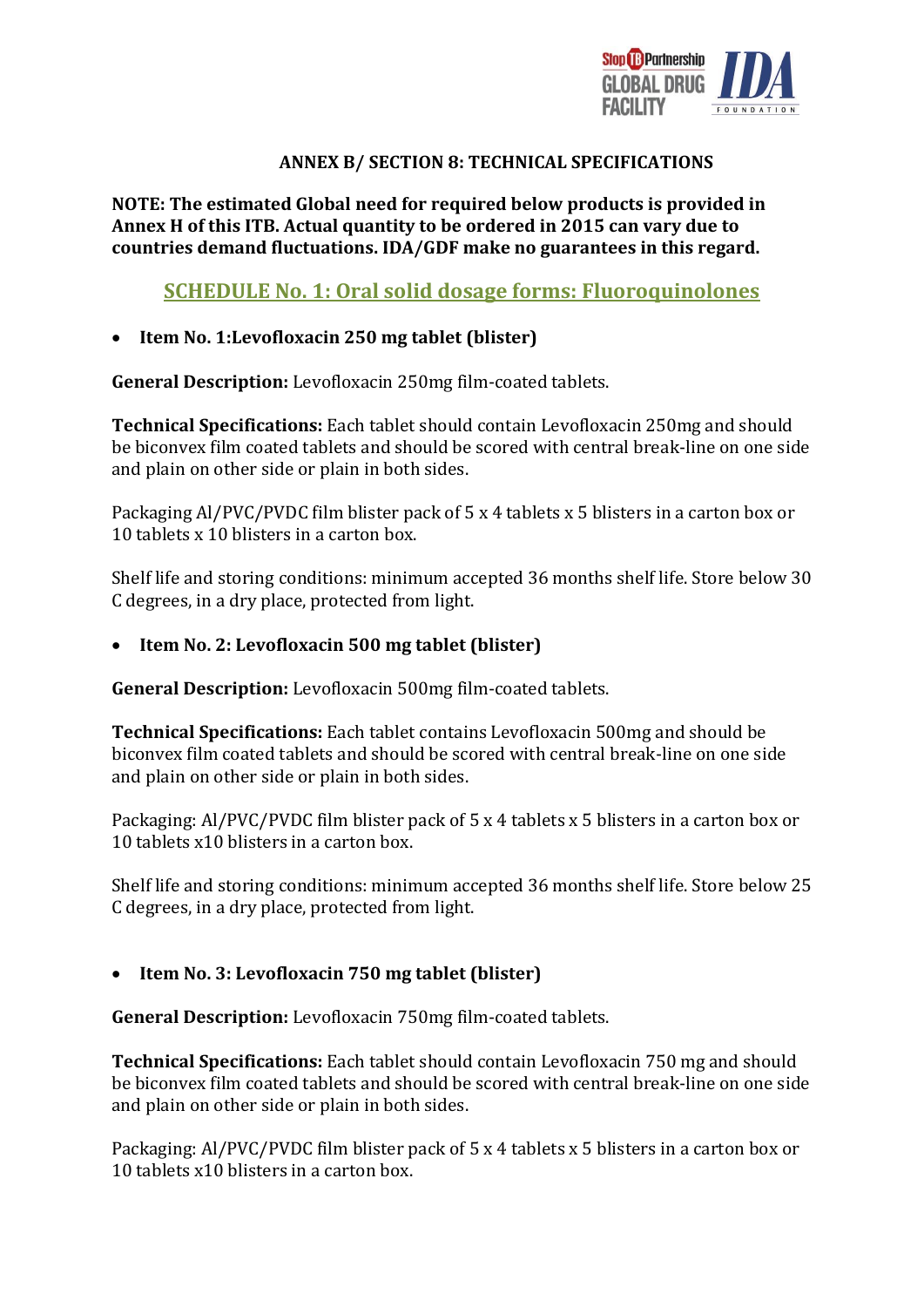## ANNEX B/ SECTION 8: TECHNICAL SPECIFICATIONS

**NOTE: The estimated Global need for required below products is provided in Annex H of this ITB. Actual quantity to be ordered in 2015 can vary due to countries demand fluctuations. IDA/GDF make no guarantees in this regard.**

## SCHEDULE No. 1: Oral solid dosage forms: Fluoroquinolones

- **Item No. 1:Levofloxacin 250 mg tablet (blister)**

**General Description:** Levofloxacin 250mg film-coated tablets.

**Technical Specifications:** Each tablet should contain Levofloxacin 250mg and should be biconvex film coated tablets and should be scored with central break-line on one side and plain on other side or plain in both sides.

Packaging Al/PVC/PVDC film blister pack of 5 x 4 tablets x 5 blisters in a carton box or 10 tablets x 10 blisters in a carton box.

Shelf life and storing conditions: minimum accepted 36 months shelf life. Store below 30 C degrees, in a dry place, protected from light.

- **Item No. 2: Levofloxacin 500 mg tablet (blister)**

**General Description:** Levofloxacin 500mg film-coated tablets.

**Technical Specifications:** Each tablet contains Levofloxacin 500mg and should be biconvex film coated tablets and should be scored with central break-line on one side and plain on other side or plain in both sides.

Packaging: Al/PVC/PVDC film blister pack of 5 x 4 tablets x 5 blisters in a carton box or 10 tablets x10 blisters in a carton box.

Shelf life and storing conditions: minimum accepted 36 months shelf life. Store below 25 C degrees, in a dry place, protected from light.

- **Item No. 3: Levofloxacin 750 mg tablet (blister)**

**General Description:** Levofloxacin 750mg film-coated tablets.

**Technical Specifications:** Each tablet should contain Levofloxacin 750 mg and should be biconvex film coated tablets and should be scored with central break-line on one side and plain on other side or plain in both sides.

Packaging: Al/PVC/PVDC film blister pack of 5 x 4 tablets x 5 blisters in a carton box or 10 tablets x10 blisters in a carton box.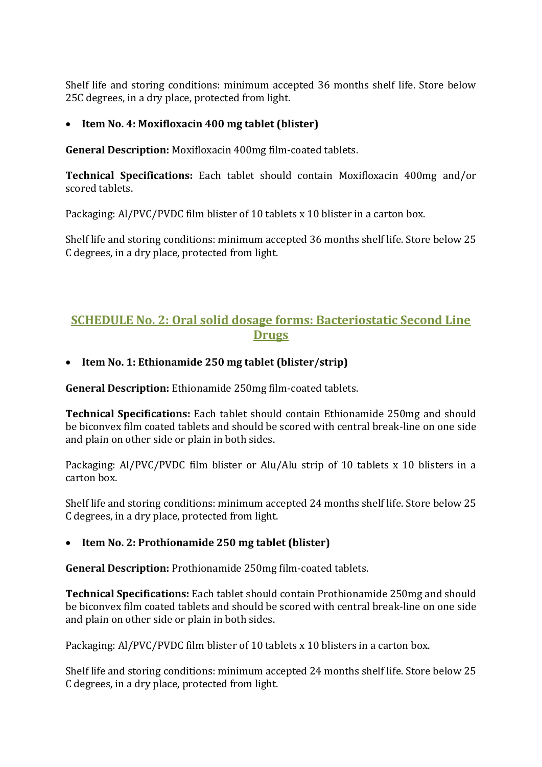Shelf life and storing conditions: minimum accepted 36 months shelf life. Store below 25C degrees, in a dry place, protected from light.

- **Item No. 4: Moxifloxacin 400 mg tablet (blister)**

**General Description:** Moxifloxacin 400mg film-coated tablets.

**Technical Specifications:** Each tablet should contain Moxifloxacin 400mg and/or scored tablets.

Packaging: Al/PVC/PVDC film blister of 10 tablets x 10 blister in a carton box.

Shelf life and storing conditions: minimum accepted 36 months shelf life. Store below 25 C degrees, in a dry place, protected from light.

## SCHEDULE No. 2: Oral solid dosage forms: Bacteriostatic Second Line Drugs

- **Item No. 1: Ethionamide 250 mg tablet (blister/strip)**

**General Description:** Ethionamide 250mg film-coated tablets.

**Technical Specifications:** Each tablet should contain Ethionamide 250mg and should be biconvex film coated tablets and should be scored with central break-line on one side and plain on other side or plain in both sides.

Packaging: Al/PVC/PVDC film blister or Alu/Alu strip of 10 tablets x 10 blisters in a carton box.

Shelf life and storing conditions: minimum accepted 24 months shelf life. Store below 25 C degrees, in a dry place, protected from light.

- **Item No. 2: Prothionamide 250 mg tablet (blister)**

**General Description:** Prothionamide 250mg film-coated tablets.

**Technical Specifications:** Each tablet should contain Prothionamide 250mg and should be biconvex film coated tablets and should be scored with central break-line on one side and plain on other side or plain in both sides.

Packaging: Al/PVC/PVDC film blister of 10 tablets x 10 blisters in a carton box.

Shelf life and storing conditions: minimum accepted 24 months shelf life. Store below 25 C degrees, in a dry place, protected from light.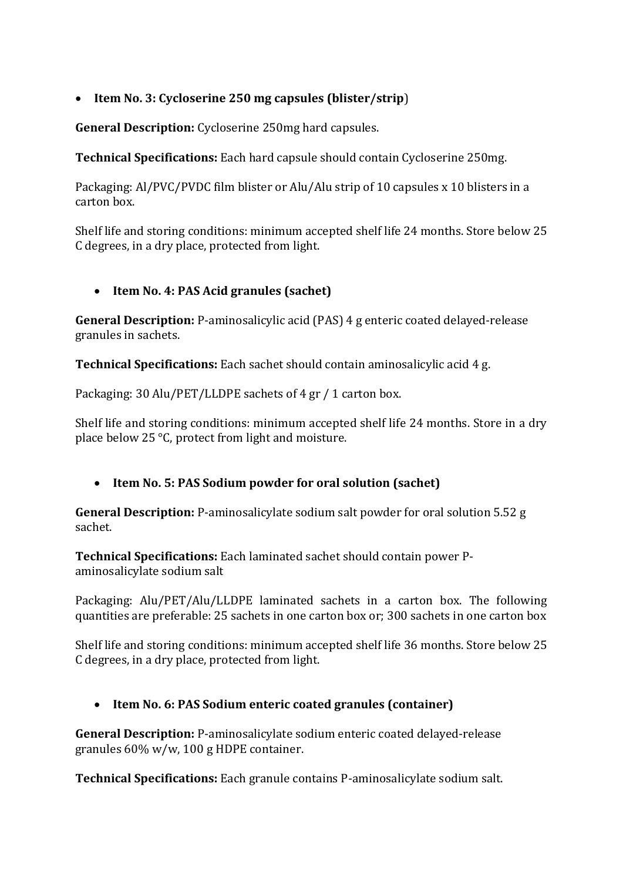- **Item No. 3: Cycloserine 250 mg capsules (blister/strip**)

**General Description:** Cycloserine 250mg hard capsules.

**Technical Specifications:** Each hard capsule should contain Cycloserine 250mg.

Packaging: Al/PVC/PVDC film blister or Alu/Alu strip of 10 capsules x 10 blisters in a carton box.

Shelf life and storing conditions: minimum accepted shelf life 24 months. Store below 25 C degrees, in a dry place, protected from light.

- **Item No. 4: PAS Acid granules (sachet)**

**General Description:** P-aminosalicylic acid (PAS) 4 g enteric coated delayed-release granules in sachets.

**Technical Specifications:** Each sachet should contain aminosalicylic acid 4 g.

Packaging: 30 Alu/PET/LLDPE sachets of 4 gr / 1 carton box.

Shelf life and storing conditions: minimum accepted shelf life 24 months. Store in a dry place below 25 °C, protect from light and moisture.

- **Item No. 5: PAS Sodium powder for oral solution (sachet)**

**General Description:** P-aminosalicylate sodium salt powder for oral solution 5.52 g sachet.

**Technical Specifications:** Each laminated sachet should contain power P-aminosalicylate sodium salt

Packaging: Alu/PET/Alu/LLDPE laminated sachets in a carton box. The following quantities are preferable: 25 sachets in one carton box or; 300 sachets in one carton box

Shelf life and storing conditions: minimum accepted shelf life 36 months. Store below 25 C degrees, in a dry place, protected from light.

- **Item No. 6: PAS Sodium enteric coated granules (container)**

**General Description:** P-aminosalicylate sodium enteric coated delayed-release granules 60% w/w, 100 g HDPE container.

**Technical Specifications:** Each granule contains P-aminosalicylate sodium salt.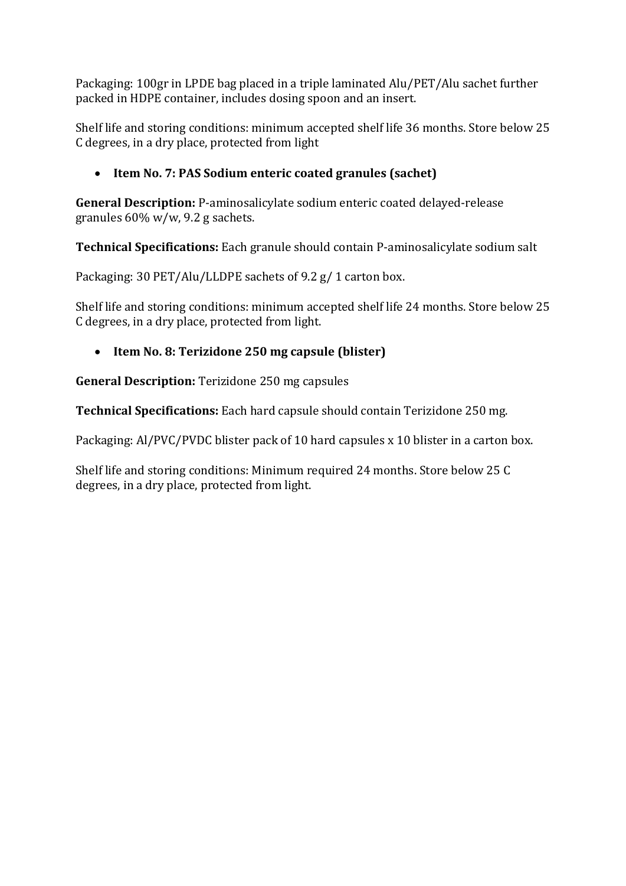Packaging: 100gr in LPDE bag placed in a triple laminated Alu/PET/Alu sachet further packed in HDPE container, includes dosing spoon and an insert.

Shelf life and storing conditions: minimum accepted shelf life 36 months. Store below 25 C degrees, in a dry place, protected from light

- **Item No. 7: PAS Sodium enteric coated granules (sachet)**

**General Description:** P-aminosalicylate sodium enteric coated delayed-release granules 60% w/w, 9.2 g sachets.

**Technical Specifications:** Each granule should contain P-aminosalicylate sodium salt

Packaging: 30 PET/Alu/LLDPE sachets of 9.2 g/ 1 carton box.

Shelf life and storing conditions: minimum accepted shelf life 24 months. Store below 25 C degrees, in a dry place, protected from light.

- **Item No. 8: Terizidone 250 mg capsule (blister)**

**General Description:** Terizidone 250 mg capsules

**Technical Specifications:** Each hard capsule should contain Terizidone 250 mg.

Packaging: Al/PVC/PVDC blister pack of 10 hard capsules x 10 blister in a carton box.

Shelf life and storing conditions: Minimum required 24 months. Store below 25 C degrees, in a dry place, protected from light.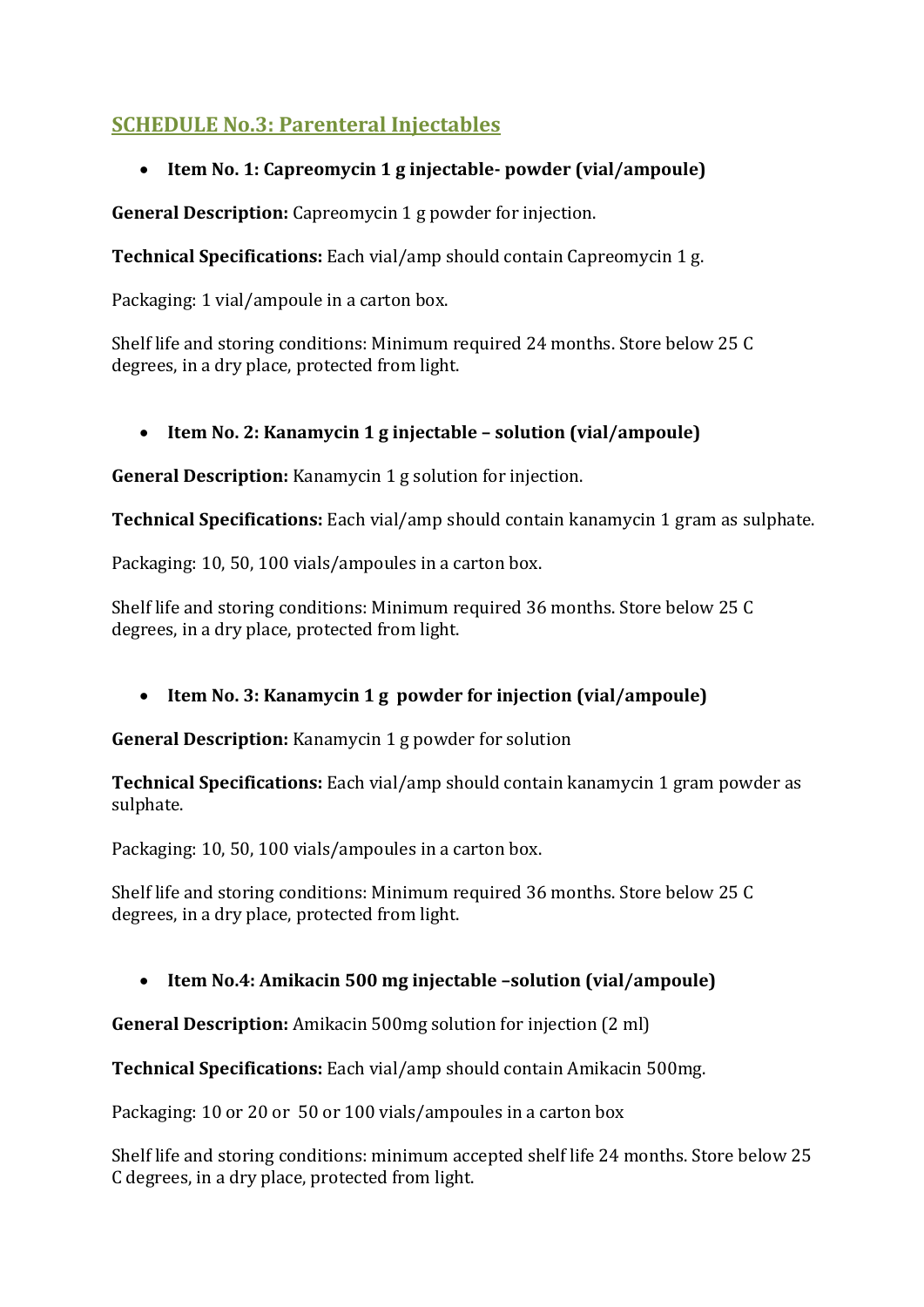## SCHEDULE No.3: Parenteral Injectables

- **Item No. 1: Capreomycin 1 g injectable- powder (vial/ampoule)**

**General Description:** Capreomycin 1 g powder for injection.

**Technical Specifications:** Each vial/amp should contain Capreomycin 1 g.

Packaging: 1 vial/ampoule in a carton box.

Shelf life and storing conditions: Minimum required 24 months. Store below 25 C degrees, in a dry place, protected from light.

- **Item No. 2: Kanamycin 1 g injectable – solution (vial/ampoule)**

**General Description:** Kanamycin 1 g solution for injection.

**Technical Specifications:** Each vial/amp should contain kanamycin 1 gram as sulphate.

Packaging: 10, 50, 100 vials/ampoules in a carton box.

Shelf life and storing conditions: Minimum required 36 months. Store below 25 C degrees, in a dry place, protected from light.

- **Item No. 3: Kanamycin 1 g powder for injection (vial/ampoule)**

**General Description:** Kanamycin 1 g powder for solution

**Technical Specifications:** Each vial/amp should contain kanamycin 1 gram powder as sulphate.

Packaging: 10, 50, 100 vials/ampoules in a carton box.

Shelf life and storing conditions: Minimum required 36 months. Store below 25 C degrees, in a dry place, protected from light.

- **Item No.4: Amikacin 500 mg injectable –solution (vial/ampoule)**

**General Description:** Amikacin 500mg solution for injection (2 ml)

**Technical Specifications:** Each vial/amp should contain Amikacin 500mg.

Packaging: 10 or 20 or 50 or 100 vials/ampoules in a carton box

Shelf life and storing conditions: minimum accepted shelf life 24 months. Store below 25 C degrees, in a dry place, protected from light.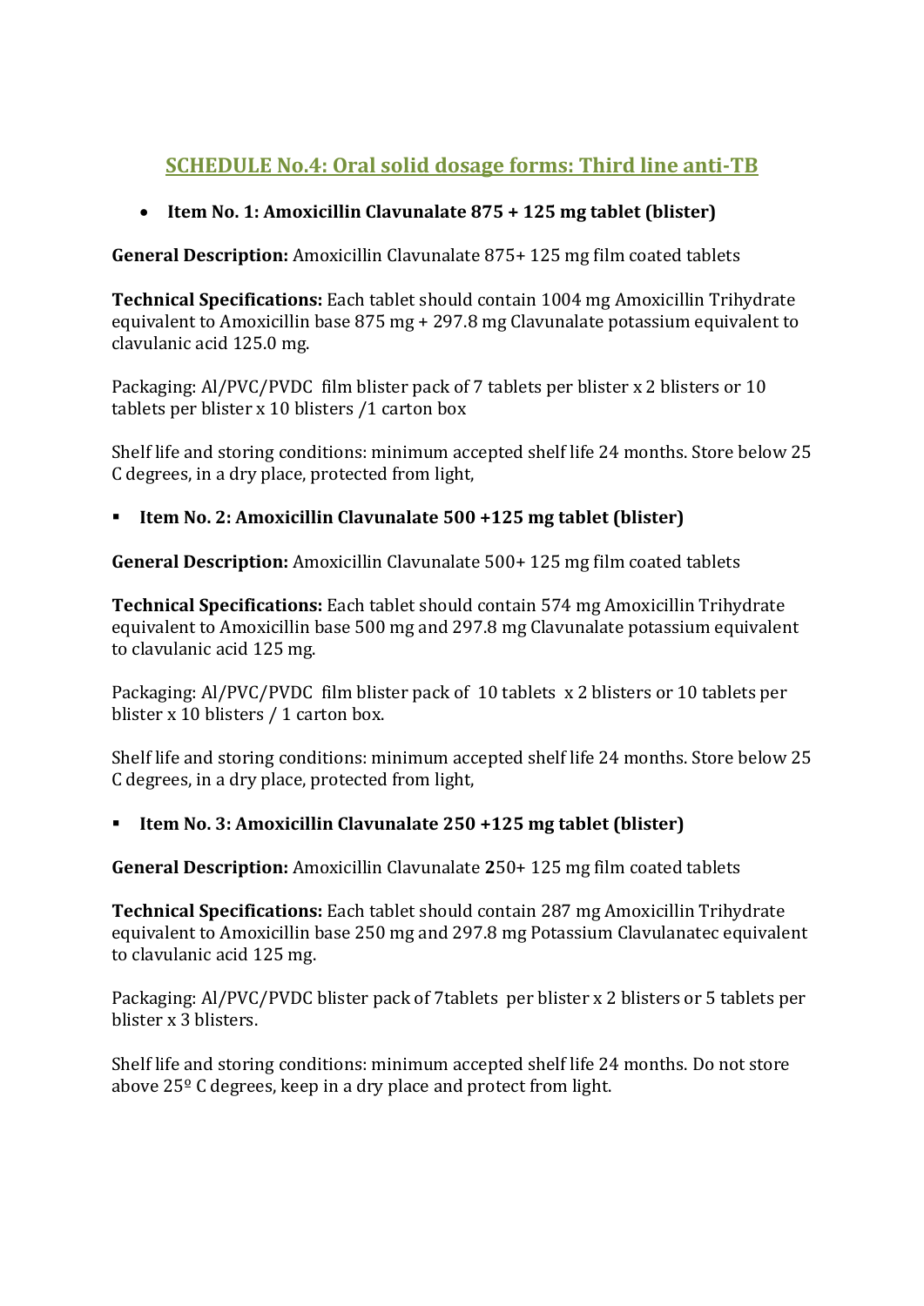## SCHEDULE No.4: Oral solid dosage forms: Third line anti-TB

- **Item No. 1: Amoxicillin Clavunalate 875 + 125 mg tablet (blister)**

**General Description:** Amoxicillin Clavunalate 875+ 125 mg film coated tablets

**Technical Specifications:** Each tablet should contain 1004 mg Amoxicillin Trihydrate equivalent to Amoxicillin base 875 mg + 297.8 mg Clavunalate potassium equivalent to clavulanic acid 125.0 mg.

Packaging: Al/PVC/PVDC film blister pack of 7 tablets per blister x 2 blisters or 10 tablets per blister x 10 blisters /1 carton box

Shelf life and storing conditions: minimum accepted shelf life 24 months. Store below 25 C degrees, in a dry place, protected from light,

- **Item No. 2: Amoxicillin Clavunalate 500 +125 mg tablet (blister)**

**General Description:** Amoxicillin Clavunalate 500+ 125 mg film coated tablets

**Technical Specifications:** Each tablet should contain 574 mg Amoxicillin Trihydrate equivalent to Amoxicillin base 500 mg and 297.8 mg Clavunalate potassium equivalent to clavulanic acid 125 mg.

Packaging: Al/PVC/PVDC film blister pack of 10 tablets x 2 blisters or 10 tablets per blister x 10 blisters / 1 carton box.

Shelf life and storing conditions: minimum accepted shelf life 24 months. Store below 25 C degrees, in a dry place, protected from light,

- **Item No. 3: Amoxicillin Clavunalate 250 +125 mg tablet (blister)**

**General Description:** Amoxicillin Clavunalate **2**50+ 125 mg film coated tablets

**Technical Specifications:** Each tablet should contain 287 mg Amoxicillin Trihydrate equivalent to Amoxicillin base 250 mg and 297.8 mg Potassium Clavulanatec equivalent to clavulanic acid 125 mg.

Packaging: Al/PVC/PVDC blister pack of 7tablets per blister x 2 blisters or 5 tablets per blister x 3 blisters.

Shelf life and storing conditions: minimum accepted shelf life 24 months. Do not store above 25º C degrees, keep in a dry place and protect from light.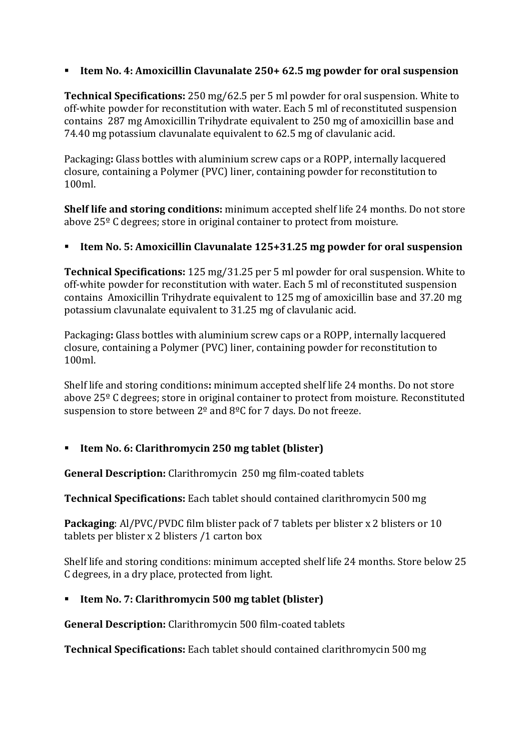- **Item No. 4: Amoxicillin Clavunalate 250+ 62.5 mg powder for oral suspension**

**Technical Specifications:** 250 mg/62.5 per 5 ml powder for oral suspension. White to off-white powder for reconstitution with water. Each 5 ml of reconstituted suspension contains 287 mg Amoxicillin Trihydrate equivalent to 250 mg of amoxicillin base and 74.40 mg potassium clavunalate equivalent to 62.5 mg of clavulanic acid.

Packaging**:** Glass bottles with aluminium screw caps or a ROPP, internally lacquered closure, containing a Polymer (PVC) liner, containing powder for reconstitution to 100ml.

**Shelf life and storing conditions:** minimum accepted shelf life 24 months. Do not store above 25º C degrees; store in original container to protect from moisture.

- **Item No. 5: Amoxicillin Clavunalate 125+31.25 mg powder for oral suspension**

**Technical Specifications:** 125 mg/31.25 per 5 ml powder for oral suspension. White to off-white powder for reconstitution with water. Each 5 ml of reconstituted suspension contains Amoxicillin Trihydrate equivalent to 125 mg of amoxicillin base and 37.20 mg potassium clavunalate equivalent to 31.25 mg of clavulanic acid.

Packaging**:** Glass bottles with aluminium screw caps or a ROPP, internally lacquered closure, containing a Polymer (PVC) liner, containing powder for reconstitution to 100ml.

Shelf life and storing conditions**:** minimum accepted shelf life 24 months. Do not store above 25º C degrees; store in original container to protect from moisture. Reconstituted suspension to store between 2º and 8ºC for 7 days. Do not freeze.

- **Item No. 6: Clarithromycin 250 mg tablet (blister)**

**General Description:** Clarithromycin 250 mg film-coated tablets

**Technical Specifications:** Each tablet should contained clarithromycin 500 mg

**Packaging**: Al/PVC/PVDC film blister pack of 7 tablets per blister x 2 blisters or 10 tablets per blister x 2 blisters /1 carton box

Shelf life and storing conditions: minimum accepted shelf life 24 months. Store below 25 C degrees, in a dry place, protected from light.

- **Item No. 7: Clarithromycin 500 mg tablet (blister)**

**General Description:** Clarithromycin 500 film-coated tablets

**Technical Specifications:** Each tablet should contained clarithromycin 500 mg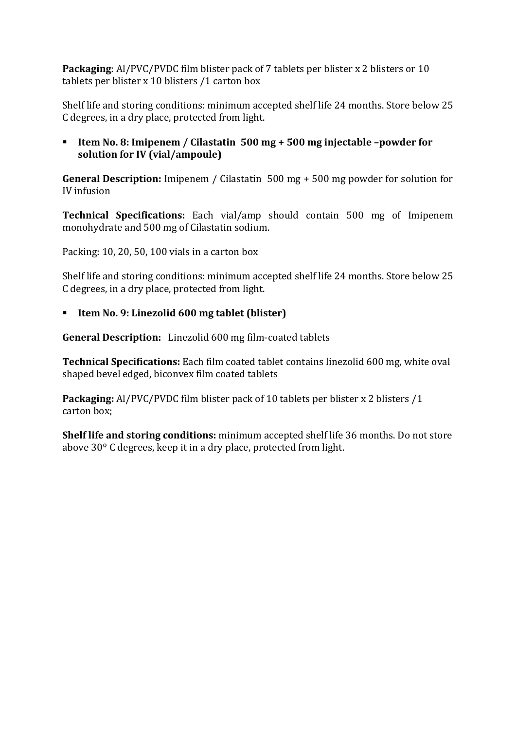**Packaging**: Al/PVC/PVDC film blister pack of 7 tablets per blister x 2 blisters or 10 tablets per blister x 10 blisters /1 carton box

Shelf life and storing conditions: minimum accepted shelf life 24 months. Store below 25 C degrees, in a dry place, protected from light.

- **Item No. 8: Imipenem / Cilastatin 500 mg + 500 mg injectable –powder for solution for IV (vial/ampoule)**

**General Description:** Imipenem / Cilastatin 500 mg + 500 mg powder for solution for IV infusion

**Technical Specifications:** Each vial/amp should contain 500 mg of Imipenem monohydrate and 500 mg of Cilastatin sodium.

Packing: 10, 20, 50, 100 vials in a carton box

Shelf life and storing conditions: minimum accepted shelf life 24 months. Store below 25 C degrees, in a dry place, protected from light.

- **Item No. 9: Linezolid 600 mg tablet (blister)**

**General Description:** Linezolid 600 mg film-coated tablets

**Technical Specifications:** Each film coated tablet contains linezolid 600 mg, white oval shaped bevel edged, biconvex film coated tablets

**Packaging:** Al/PVC/PVDC film blister pack of 10 tablets per blister x 2 blisters /1 carton box;

**Shelf life and storing conditions:** minimum accepted shelf life 36 months. Do not store above 30º C degrees, keep it in a dry place, protected from light.